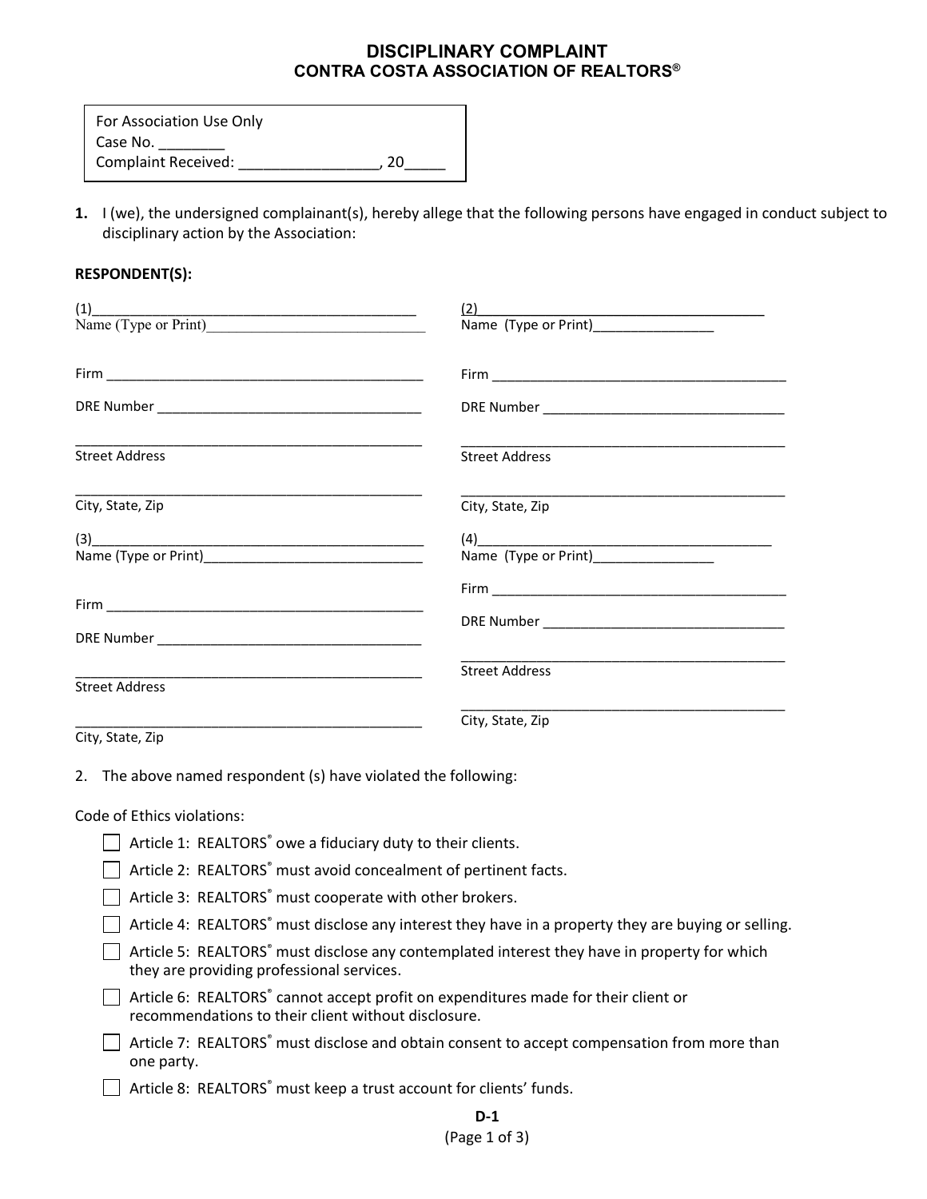# DISCIPLINARY COMPLAINT
## CONTRA COSTA ASSOCIATION OF REALTORS®

For Association Use Only
Case No. ________
Complaint Received: ________________, 20_____

**1.** I (we), the undersigned complainant(s), hereby allege that the following persons have engaged in conduct subject to disciplinary action by the Association:

**RESPONDENT(S):**

(1)___________________________________________
Name (Type or Print)____________________________

Firm __________________________________________

DRE Number ___________________________________

_____________________________________________
Street Address

_____________________________________________
City, State, Zip

(2)_____________________________________
Name (Type or Print)________________

Firm __________________________________________

DRE Number ___________________________________

_____________________________________________
Street Address

_____________________________________________
City, State, Zip

(3)___________________________________________
Name (Type or Print)____________________________

Firm __________________________________________

DRE Number ___________________________________

_____________________________________________
Street Address

_____________________________________________
City, State, Zip

(4)_____________________________________
Name (Type or Print)________________

Firm __________________________________________

DRE Number ___________________________________

_____________________________________________
Street Address

_____________________________________________
City, State, Zip

2. The above named respondent (s) have violated the following:

Code of Ethics violations:

- ☐ Article 1: REALTORS® owe a fiduciary duty to their clients.
- ☐ Article 2: REALTORS® must avoid concealment of pertinent facts.
- ☐ Article 3: REALTORS® must cooperate with other brokers.
- ☐ Article 4: REALTORS® must disclose any interest they have in a property they are buying or selling.
- ☐ Article 5: REALTORS® must disclose any contemplated interest they have in property for which they are providing professional services.
- ☐ Article 6: REALTORS® cannot accept profit on expenditures made for their client or recommendations to their client without disclosure.
- ☐ Article 7: REALTORS® must disclose and obtain consent to accept compensation from more than one party.
- ☐ Article 8: REALTORS® must keep a trust account for clients' funds.

D-1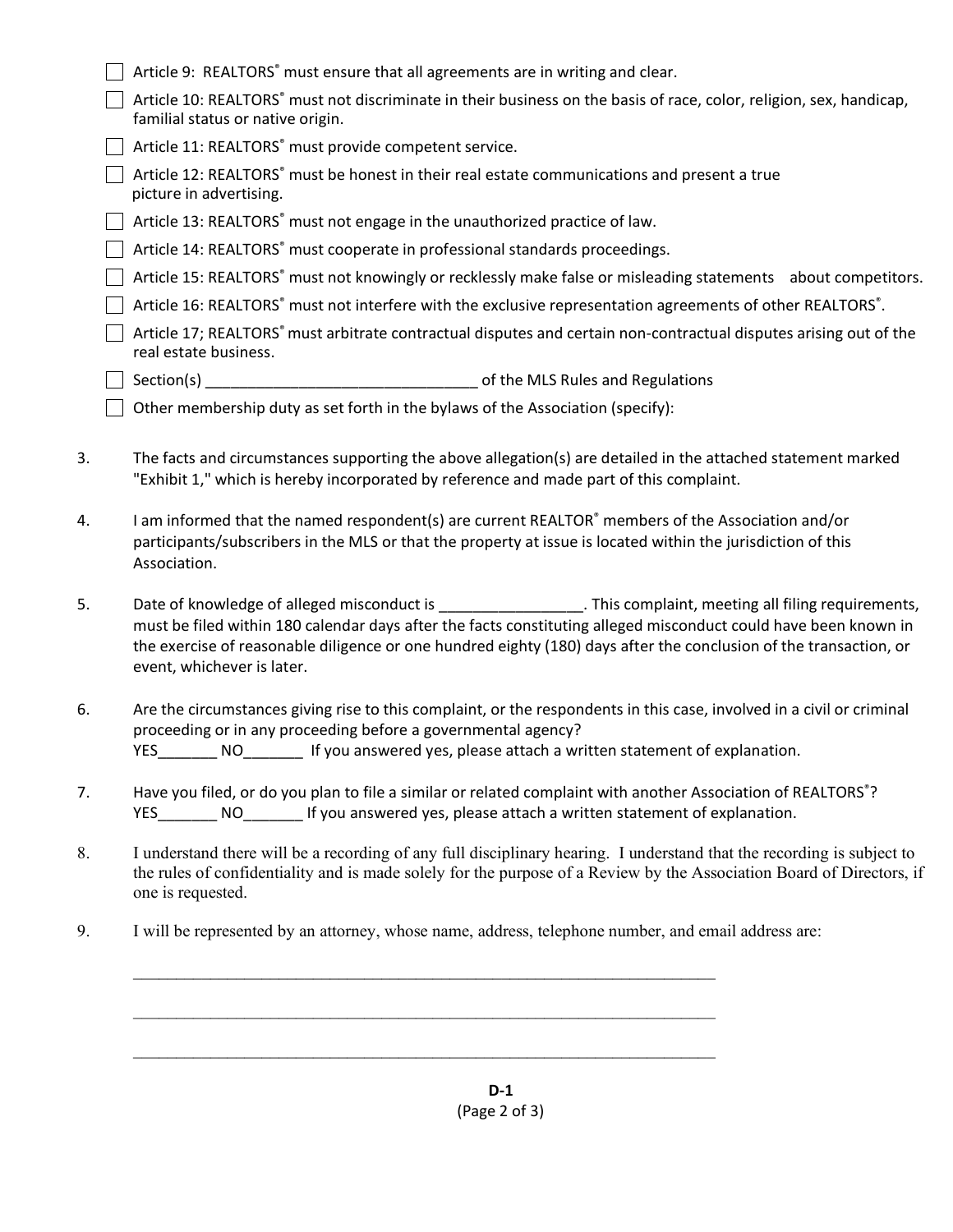- [ ] Article 9: REALTORS® must ensure that all agreements are in writing and clear.
- [ ] Article 10: REALTORS® must not discriminate in their business on the basis of race, color, religion, sex, handicap, familial status or native origin.
- [ ] Article 11: REALTORS® must provide competent service.
- [ ] Article 12: REALTORS® must be honest in their real estate communications and present a true picture in advertising.
- [ ] Article 13: REALTORS® must not engage in the unauthorized practice of law.
- [ ] Article 14: REALTORS® must cooperate in professional standards proceedings.
- [ ] Article 15: REALTORS® must not knowingly or recklessly make false or misleading statements about competitors.
- [ ] Article 16: REALTORS® must not interfere with the exclusive representation agreements of other REALTORS®.
- [ ] Article 17; REALTORS® must arbitrate contractual disputes and certain non-contractual disputes arising out of the real estate business.
- [ ] Section(s) _______________________________ of the MLS Rules and Regulations
- [ ] Other membership duty as set forth in the bylaws of the Association (specify):

3. The facts and circumstances supporting the above allegation(s) are detailed in the attached statement marked "Exhibit 1," which is hereby incorporated by reference and made part of this complaint.

4. I am informed that the named respondent(s) are current REALTOR® members of the Association and/or participants/subscribers in the MLS or that the property at issue is located within the jurisdiction of this Association.

5. Date of knowledge of alleged misconduct is _________________. This complaint, meeting all filing requirements, must be filed within 180 calendar days after the facts constituting alleged misconduct could have been known in the exercise of reasonable diligence or one hundred eighty (180) days after the conclusion of the transaction, or event, whichever is later.

6. Are the circumstances giving rise to this complaint, or the respondents in this case, involved in a civil or criminal proceeding or in any proceeding before a governmental agency?
   YES_______ NO_______ If you answered yes, please attach a written statement of explanation.

7. Have you filed, or do you plan to file a similar or related complaint with another Association of REALTORS®?
   YES_______ NO_______ If you answered yes, please attach a written statement of explanation.

8. I understand there will be a recording of any full disciplinary hearing. I understand that the recording is subject to the rules of confidentiality and is made solely for the purpose of a Review by the Association Board of Directors, if one is requested.

9. I will be represented by an attorney, whose name, address, telephone number, and email address are:

   _______________________________________________________________________

   _______________________________________________________________________

   _______________________________________________________________________

**D-1**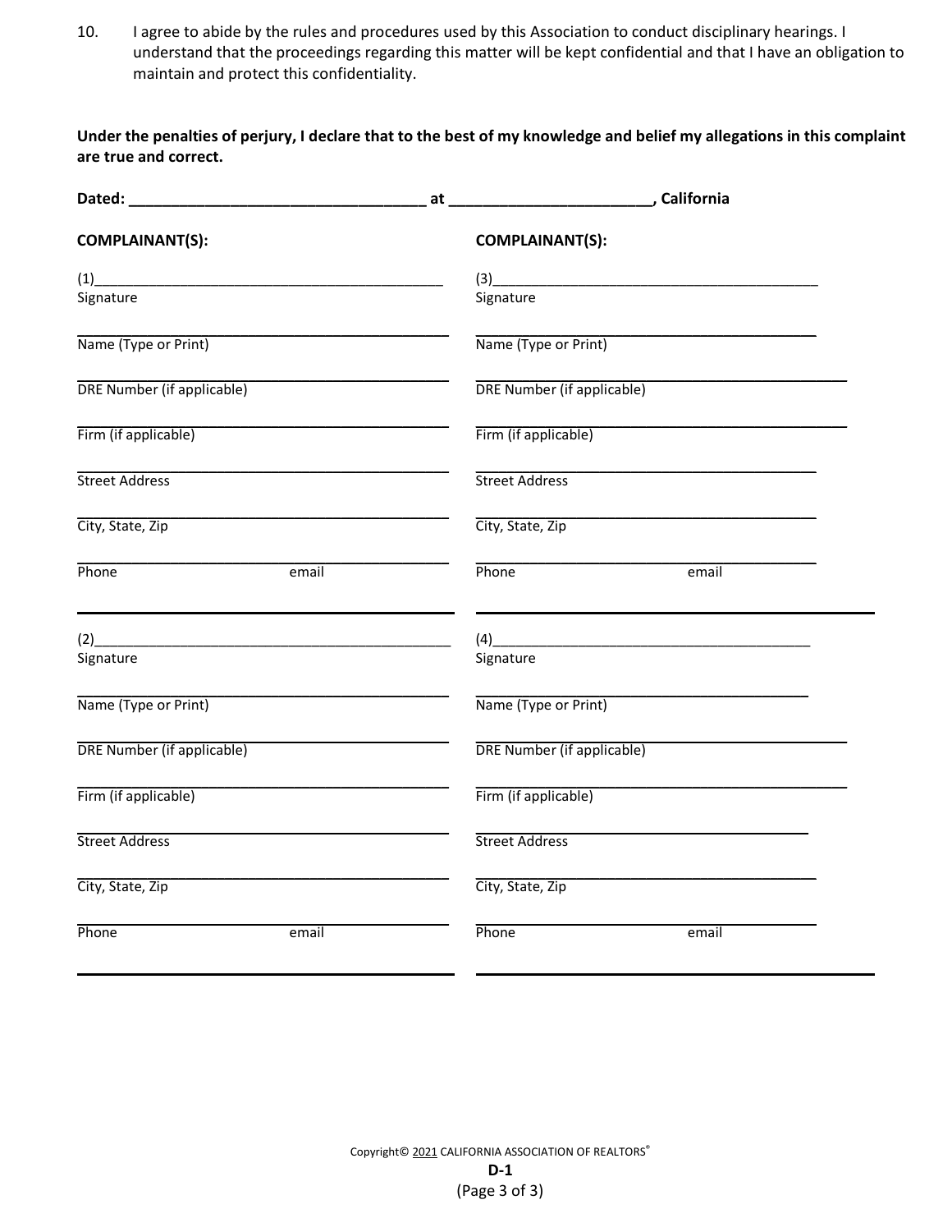10. I agree to abide by the rules and procedures used by this Association to conduct disciplinary hearings. I understand that the proceedings regarding this matter will be kept confidential and that I have an obligation to maintain and protect this confidentiality.

**Under the penalties of perjury, I declare that to the best of my knowledge and belief my allegations in this complaint are true and correct.**

**Dated: ___________________________________ at _______________________, California**

**COMPLAINANT(S):**

(1)____________________________________________
Signature

_______________________________________________
Name (Type or Print)

_______________________________________________
DRE Number (if applicable)

_______________________________________________
Firm (if applicable)

_______________________________________________
Street Address

_______________________________________________
City, State, Zip

_______________________________________________
Phone email

_______________________________________________

(2)____________________________________________
Signature

_______________________________________________
Name (Type or Print)

_______________________________________________
DRE Number (if applicable)

_______________________________________________
Firm (if applicable)

_______________________________________________
Street Address

_______________________________________________
City, State, Zip

_______________________________________________
Phone email

_______________________________________________

**COMPLAINANT(S):**

(3)____________________________________________
Signature

_______________________________________________
Name (Type or Print)

_______________________________________________
DRE Number (if applicable)

_______________________________________________
Firm (if applicable)

_______________________________________________
Street Address

_______________________________________________
City, State, Zip

_______________________________________________
Phone email

_______________________________________________

(4)____________________________________________
Signature

_______________________________________________
Name (Type or Print)

_______________________________________________
DRE Number (if applicable)

_______________________________________________
Firm (if applicable)

_______________________________________________
Street Address

_______________________________________________
City, State, Zip

_______________________________________________
Phone email

_______________________________________________

Copyright© 2021 CALIFORNIA ASSOCIATION OF REALTORS®

**D-1**